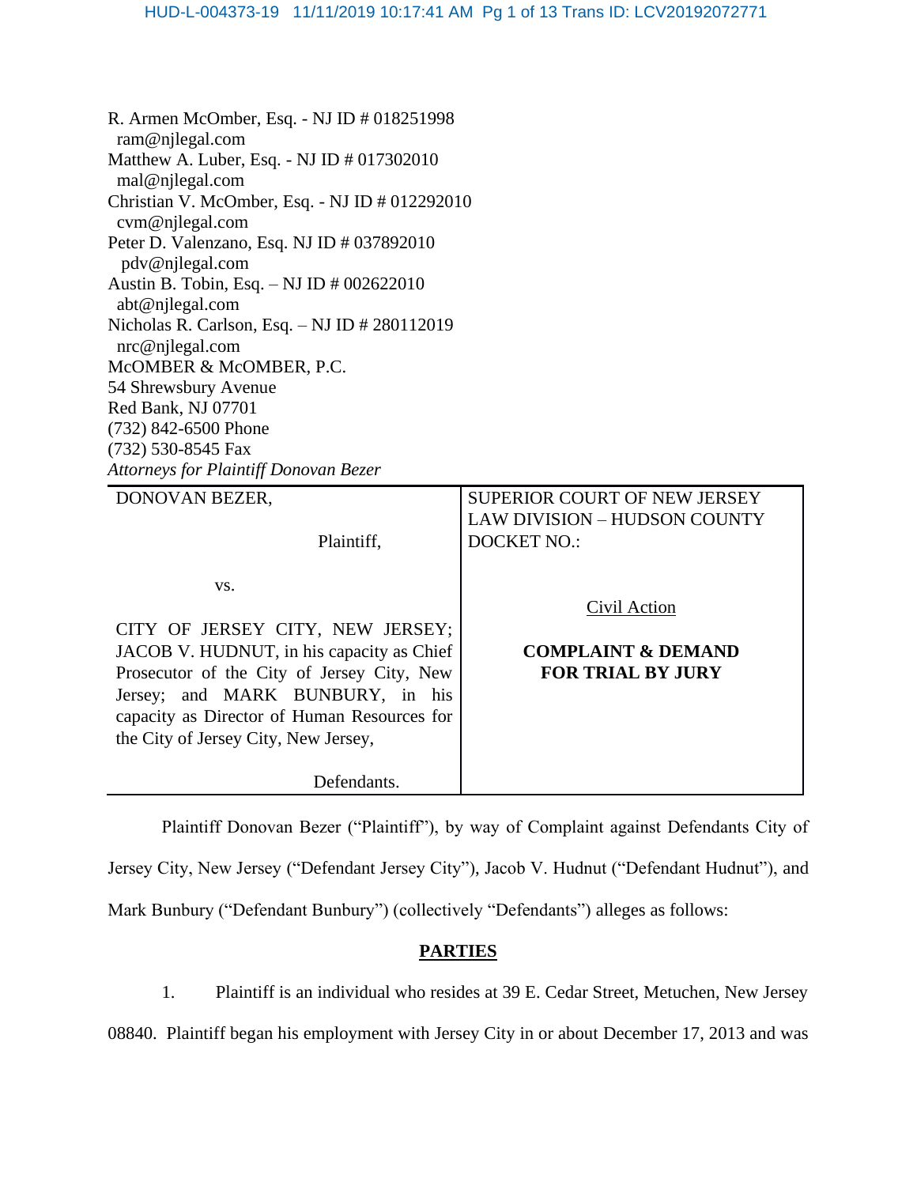R. Armen McOmber, Esq. - NJ ID # 018251998
ram@njlegal.com
Matthew A. Luber, Esq. - NJ ID # 017302010
mal@njlegal.com
Christian V. McOmber, Esq. - NJ ID # 012292010
cvm@njlegal.com
Peter D. Valenzano, Esq. NJ ID # 037892010
pdv@njlegal.com
Austin B. Tobin, Esq. – NJ ID # 002622010
abt@njlegal.com
Nicholas R. Carlson, Esq. – NJ ID # 280112019
nrc@njlegal.com
McOMBER & McOMBER, P.C.
54 Shrewsbury Avenue
Red Bank, NJ 07701
(732) 842-6500 Phone
(732) 530-8545 Fax
*Attorneys for Plaintiff Donovan Bezer*

| | |
|---|---|
| DONOVAN BEZER,<br><br>Plaintiff,<br><br>vs.<br><br>CITY OF JERSEY CITY, NEW JERSEY; JACOB V. HUDNUT, in his capacity as Chief Prosecutor of the City of Jersey City, New Jersey; and MARK BUNBURY, in his capacity as Director of Human Resources for the City of Jersey City, New Jersey,<br><br>Defendants. | SUPERIOR COURT OF NEW JERSEY<br>LAW DIVISION – HUDSON COUNTY<br>DOCKET NO.:<br><br>Civil Action<br><br>**COMPLAINT & DEMAND FOR TRIAL BY JURY** |

Plaintiff Donovan Bezer ("Plaintiff"), by way of Complaint against Defendants City of Jersey City, New Jersey ("Defendant Jersey City"), Jacob V. Hudnut ("Defendant Hudnut"), and Mark Bunbury ("Defendant Bunbury") (collectively "Defendants") alleges as follows:

## PARTIES

1. Plaintiff is an individual who resides at 39 E. Cedar Street, Metuchen, New Jersey 08840. Plaintiff began his employment with Jersey City in or about December 17, 2013 and was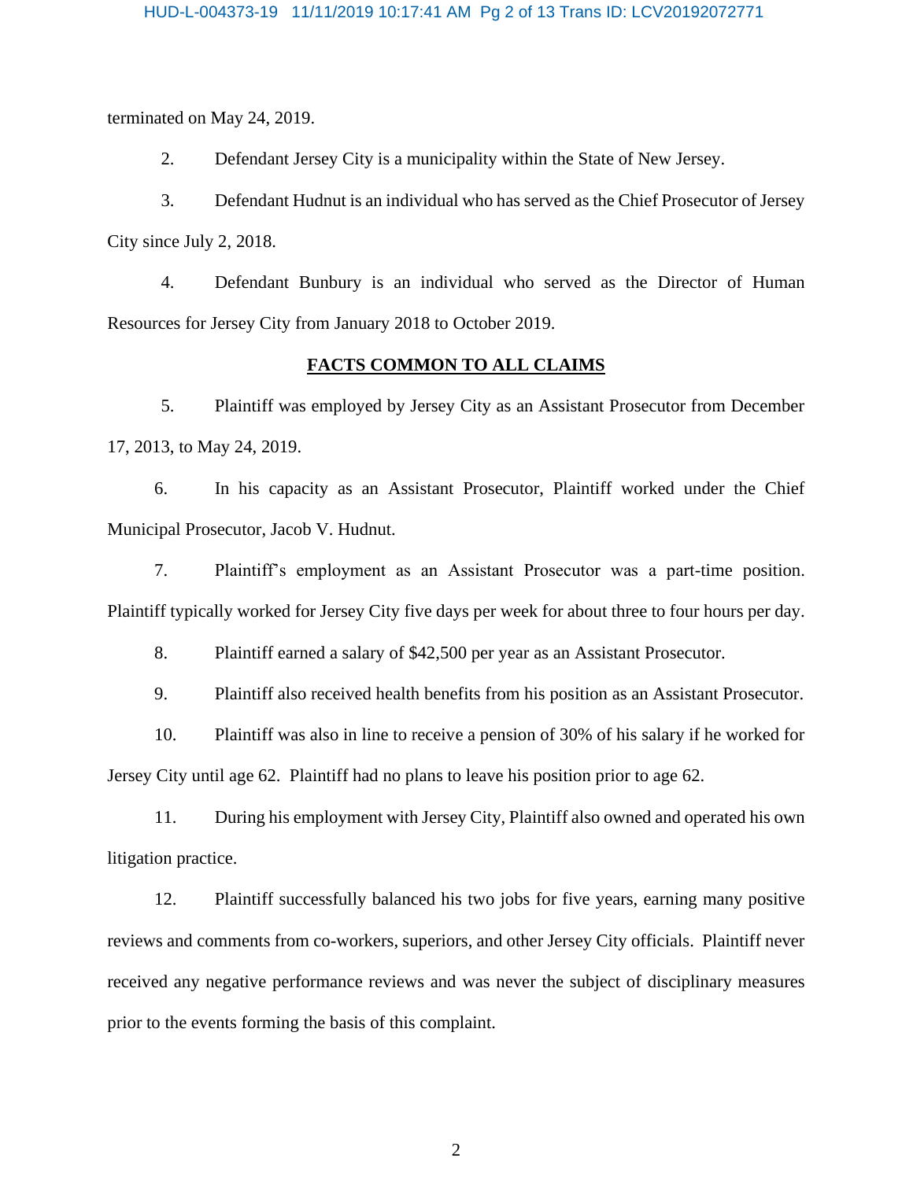terminated on May 24, 2019.

2. Defendant Jersey City is a municipality within the State of New Jersey.

3. Defendant Hudnut is an individual who has served as the Chief Prosecutor of Jersey City since July 2, 2018.

4. Defendant Bunbury is an individual who served as the Director of Human Resources for Jersey City from January 2018 to October 2019.

## FACTS COMMON TO ALL CLAIMS

5. Plaintiff was employed by Jersey City as an Assistant Prosecutor from December 17, 2013, to May 24, 2019.

6. In his capacity as an Assistant Prosecutor, Plaintiff worked under the Chief Municipal Prosecutor, Jacob V. Hudnut.

7. Plaintiff's employment as an Assistant Prosecutor was a part-time position. Plaintiff typically worked for Jersey City five days per week for about three to four hours per day.

8. Plaintiff earned a salary of $42,500 per year as an Assistant Prosecutor.

9. Plaintiff also received health benefits from his position as an Assistant Prosecutor.

10. Plaintiff was also in line to receive a pension of 30% of his salary if he worked for Jersey City until age 62. Plaintiff had no plans to leave his position prior to age 62.

11. During his employment with Jersey City, Plaintiff also owned and operated his own litigation practice.

12. Plaintiff successfully balanced his two jobs for five years, earning many positive reviews and comments from co-workers, superiors, and other Jersey City officials. Plaintiff never received any negative performance reviews and was never the subject of disciplinary measures prior to the events forming the basis of this complaint.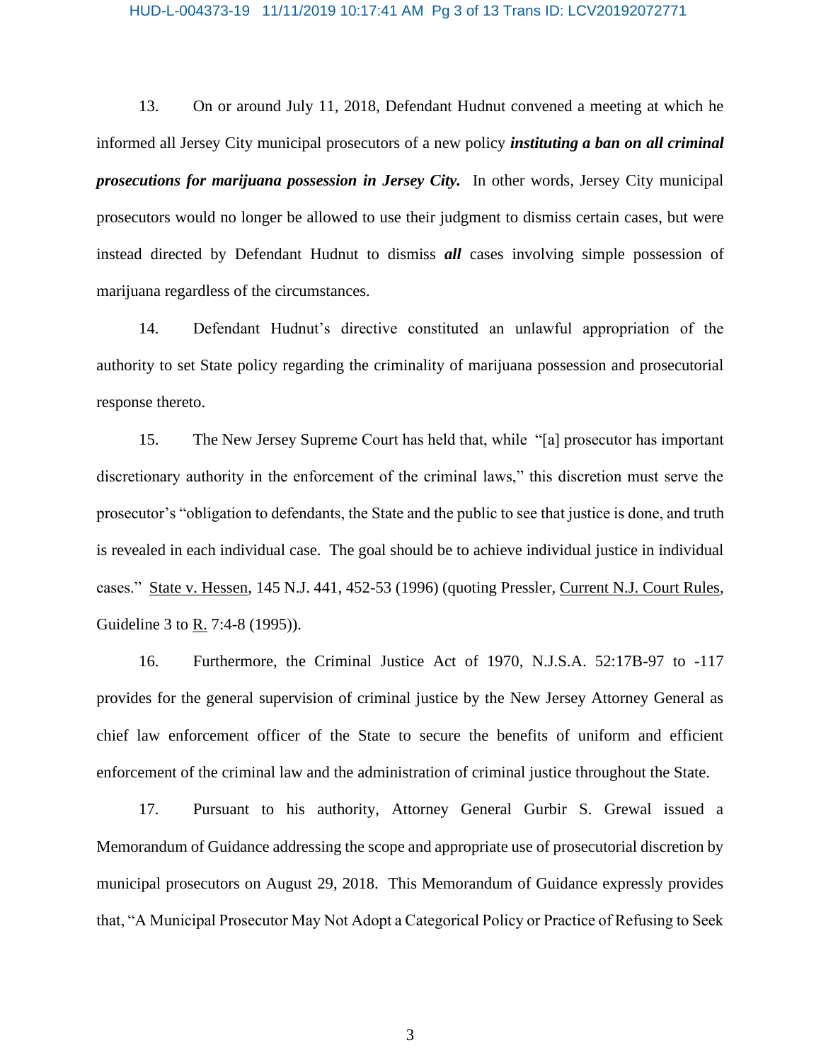13. On or around July 11, 2018, Defendant Hudnut convened a meeting at which he informed all Jersey City municipal prosecutors of a new policy ***instituting a ban on all criminal prosecutions for marijuana possession in Jersey City.*** In other words, Jersey City municipal prosecutors would no longer be allowed to use their judgment to dismiss certain cases, but were instead directed by Defendant Hudnut to dismiss ***all*** cases involving simple possession of marijuana regardless of the circumstances.

14. Defendant Hudnut's directive constituted an unlawful appropriation of the authority to set State policy regarding the criminality of marijuana possession and prosecutorial response thereto.

15. The New Jersey Supreme Court has held that, while "[a] prosecutor has important discretionary authority in the enforcement of the criminal laws," this discretion must serve the prosecutor's "obligation to defendants, the State and the public to see that justice is done, and truth is revealed in each individual case. The goal should be to achieve individual justice in individual cases." State v. Hessen, 145 N.J. 441, 452-53 (1996) (quoting Pressler, Current N.J. Court Rules, Guideline 3 to R. 7:4-8 (1995)).

16. Furthermore, the Criminal Justice Act of 1970, N.J.S.A. 52:17B-97 to -117 provides for the general supervision of criminal justice by the New Jersey Attorney General as chief law enforcement officer of the State to secure the benefits of uniform and efficient enforcement of the criminal law and the administration of criminal justice throughout the State.

17. Pursuant to his authority, Attorney General Gurbir S. Grewal issued a Memorandum of Guidance addressing the scope and appropriate use of prosecutorial discretion by municipal prosecutors on August 29, 2018. This Memorandum of Guidance expressly provides that, "A Municipal Prosecutor May Not Adopt a Categorical Policy or Practice of Refusing to Seek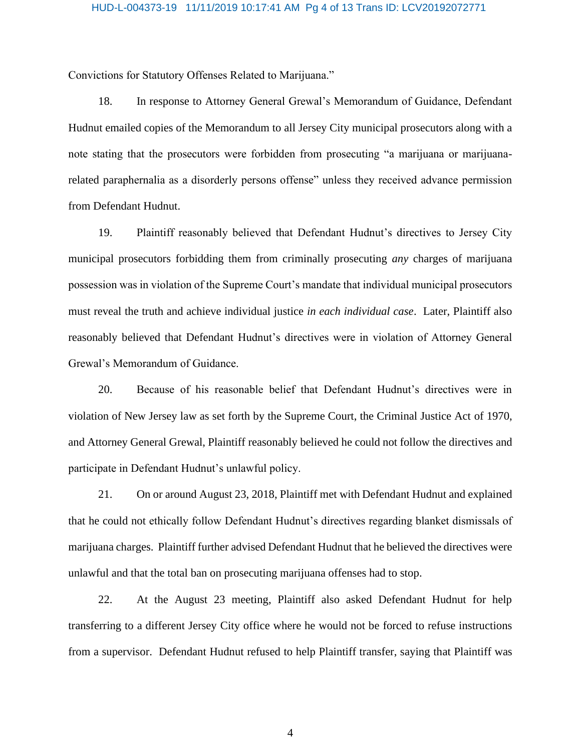Convictions for Statutory Offenses Related to Marijuana."

18. In response to Attorney General Grewal's Memorandum of Guidance, Defendant Hudnut emailed copies of the Memorandum to all Jersey City municipal prosecutors along with a note stating that the prosecutors were forbidden from prosecuting "a marijuana or marijuana-related paraphernalia as a disorderly persons offense" unless they received advance permission from Defendant Hudnut.

19. Plaintiff reasonably believed that Defendant Hudnut's directives to Jersey City municipal prosecutors forbidding them from criminally prosecuting *any* charges of marijuana possession was in violation of the Supreme Court's mandate that individual municipal prosecutors must reveal the truth and achieve individual justice *in each individual case*. Later, Plaintiff also reasonably believed that Defendant Hudnut's directives were in violation of Attorney General Grewal's Memorandum of Guidance.

20. Because of his reasonable belief that Defendant Hudnut's directives were in violation of New Jersey law as set forth by the Supreme Court, the Criminal Justice Act of 1970, and Attorney General Grewal, Plaintiff reasonably believed he could not follow the directives and participate in Defendant Hudnut's unlawful policy.

21. On or around August 23, 2018, Plaintiff met with Defendant Hudnut and explained that he could not ethically follow Defendant Hudnut's directives regarding blanket dismissals of marijuana charges. Plaintiff further advised Defendant Hudnut that he believed the directives were unlawful and that the total ban on prosecuting marijuana offenses had to stop.

22. At the August 23 meeting, Plaintiff also asked Defendant Hudnut for help transferring to a different Jersey City office where he would not be forced to refuse instructions from a supervisor. Defendant Hudnut refused to help Plaintiff transfer, saying that Plaintiff was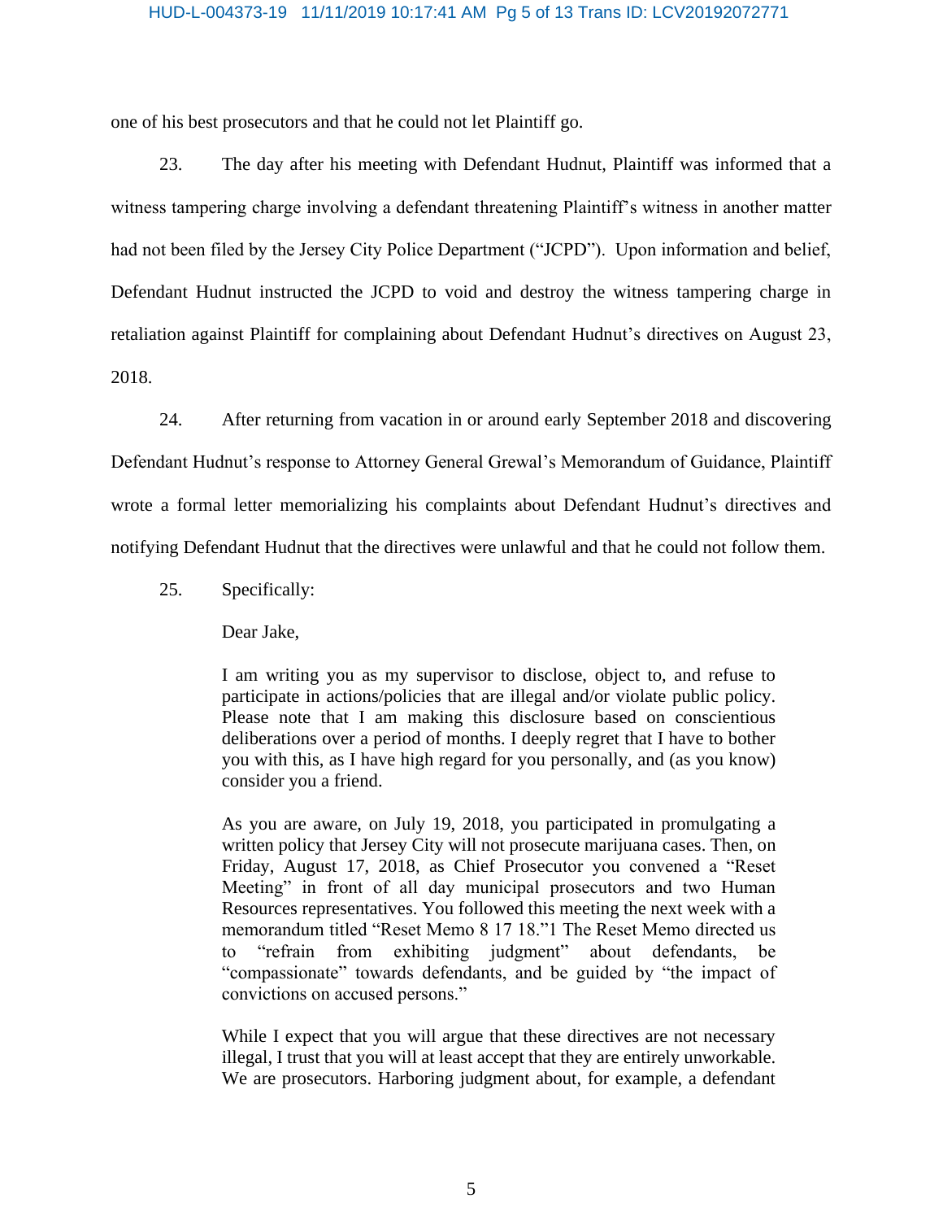one of his best prosecutors and that he could not let Plaintiff go.

23. The day after his meeting with Defendant Hudnut, Plaintiff was informed that a witness tampering charge involving a defendant threatening Plaintiff's witness in another matter had not been filed by the Jersey City Police Department ("JCPD"). Upon information and belief, Defendant Hudnut instructed the JCPD to void and destroy the witness tampering charge in retaliation against Plaintiff for complaining about Defendant Hudnut's directives on August 23, 2018.

24. After returning from vacation in or around early September 2018 and discovering Defendant Hudnut's response to Attorney General Grewal's Memorandum of Guidance, Plaintiff wrote a formal letter memorializing his complaints about Defendant Hudnut's directives and notifying Defendant Hudnut that the directives were unlawful and that he could not follow them.

25. Specifically:

> Dear Jake,
>
> I am writing you as my supervisor to disclose, object to, and refuse to participate in actions/policies that are illegal and/or violate public policy. Please note that I am making this disclosure based on conscientious deliberations over a period of months. I deeply regret that I have to bother you with this, as I have high regard for you personally, and (as you know) consider you a friend.
>
> As you are aware, on July 19, 2018, you participated in promulgating a written policy that Jersey City will not prosecute marijuana cases. Then, on Friday, August 17, 2018, as Chief Prosecutor you convened a "Reset Meeting" in front of all day municipal prosecutors and two Human Resources representatives. You followed this meeting the next week with a memorandum titled "Reset Memo 8 17 18."[1] The Reset Memo directed us to "refrain from exhibiting judgment" about defendants, be "compassionate" towards defendants, and be guided by "the impact of convictions on accused persons."
>
> While I expect that you will argue that these directives are not necessary illegal, I trust that you will at least accept that they are entirely unworkable. We are prosecutors. Harboring judgment about, for example, a defendant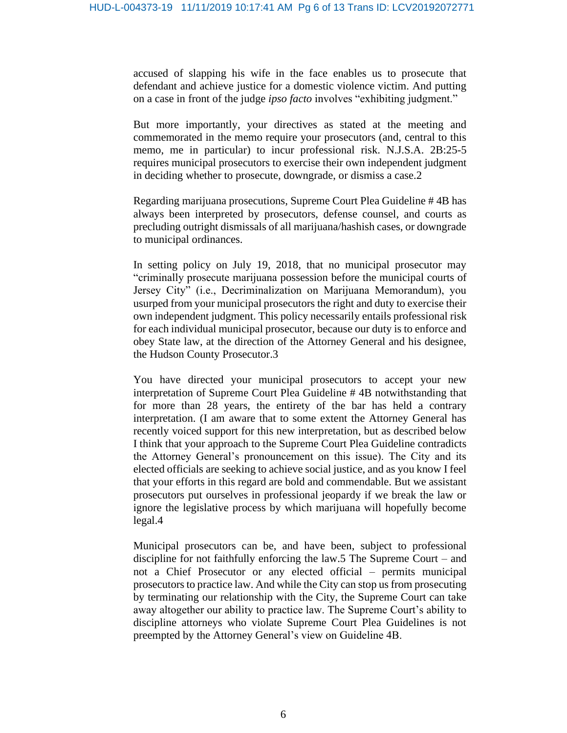accused of slapping his wife in the face enables us to prosecute that defendant and achieve justice for a domestic violence victim. And putting on a case in front of the judge *ipso facto* involves "exhibiting judgment."

But more importantly, your directives as stated at the meeting and commemorated in the memo require your prosecutors (and, central to this memo, me in particular) to incur professional risk. N.J.S.A. 2B:25-5 requires municipal prosecutors to exercise their own independent judgment in deciding whether to prosecute, downgrade, or dismiss a case.[2]

Regarding marijuana prosecutions, Supreme Court Plea Guideline # 4B has always been interpreted by prosecutors, defense counsel, and courts as precluding outright dismissals of all marijuana/hashish cases, or downgrade to municipal ordinances.

In setting policy on July 19, 2018, that no municipal prosecutor may "criminally prosecute marijuana possession before the municipal courts of Jersey City" (i.e., Decriminalization on Marijuana Memorandum), you usurped from your municipal prosecutors the right and duty to exercise their own independent judgment. This policy necessarily entails professional risk for each individual municipal prosecutor, because our duty is to enforce and obey State law, at the direction of the Attorney General and his designee, the Hudson County Prosecutor.[3]

You have directed your municipal prosecutors to accept your new interpretation of Supreme Court Plea Guideline # 4B notwithstanding that for more than 28 years, the entirety of the bar has held a contrary interpretation. (I am aware that to some extent the Attorney General has recently voiced support for this new interpretation, but as described below I think that your approach to the Supreme Court Plea Guideline contradicts the Attorney General's pronouncement on this issue). The City and its elected officials are seeking to achieve social justice, and as you know I feel that your efforts in this regard are bold and commendable. But we assistant prosecutors put ourselves in professional jeopardy if we break the law or ignore the legislative process by which marijuana will hopefully become legal.[4]

Municipal prosecutors can be, and have been, subject to professional discipline for not faithfully enforcing the law.[5] The Supreme Court – and not a Chief Prosecutor or any elected official – permits municipal prosecutors to practice law. And while the City can stop us from prosecuting by terminating our relationship with the City, the Supreme Court can take away altogether our ability to practice law. The Supreme Court's ability to discipline attorneys who violate Supreme Court Plea Guidelines is not preempted by the Attorney General's view on Guideline 4B.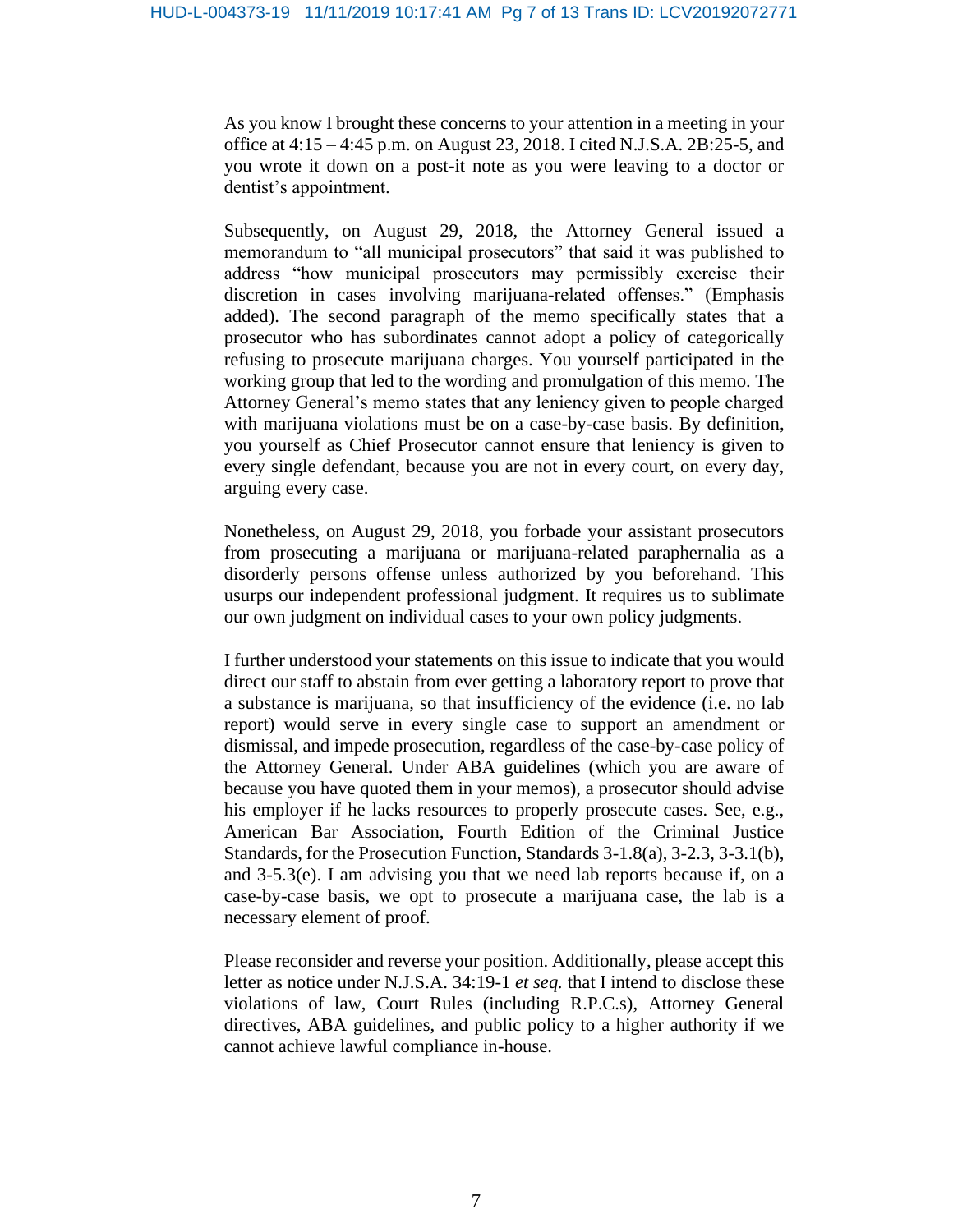As you know I brought these concerns to your attention in a meeting in your office at 4:15 – 4:45 p.m. on August 23, 2018. I cited N.J.S.A. 2B:25-5, and you wrote it down on a post-it note as you were leaving to a doctor or dentist's appointment.

Subsequently, on August 29, 2018, the Attorney General issued a memorandum to "all municipal prosecutors" that said it was published to address "how municipal prosecutors may permissibly exercise their discretion in cases involving marijuana-related offenses." (Emphasis added). The second paragraph of the memo specifically states that a prosecutor who has subordinates cannot adopt a policy of categorically refusing to prosecute marijuana charges. You yourself participated in the working group that led to the wording and promulgation of this memo. The Attorney General's memo states that any leniency given to people charged with marijuana violations must be on a case-by-case basis. By definition, you yourself as Chief Prosecutor cannot ensure that leniency is given to every single defendant, because you are not in every court, on every day, arguing every case.

Nonetheless, on August 29, 2018, you forbade your assistant prosecutors from prosecuting a marijuana or marijuana-related paraphernalia as a disorderly persons offense unless authorized by you beforehand. This usurps our independent professional judgment. It requires us to sublimate our own judgment on individual cases to your own policy judgments.

I further understood your statements on this issue to indicate that you would direct our staff to abstain from ever getting a laboratory report to prove that a substance is marijuana, so that insufficiency of the evidence (i.e. no lab report) would serve in every single case to support an amendment or dismissal, and impede prosecution, regardless of the case-by-case policy of the Attorney General. Under ABA guidelines (which you are aware of because you have quoted them in your memos), a prosecutor should advise his employer if he lacks resources to properly prosecute cases. See, e.g., American Bar Association, Fourth Edition of the Criminal Justice Standards, for the Prosecution Function, Standards 3-1.8(a), 3-2.3, 3-3.1(b), and 3-5.3(e). I am advising you that we need lab reports because if, on a case-by-case basis, we opt to prosecute a marijuana case, the lab is a necessary element of proof.

Please reconsider and reverse your position. Additionally, please accept this letter as notice under N.J.S.A. 34:19-1 *et seq.* that I intend to disclose these violations of law, Court Rules (including R.P.C.s), Attorney General directives, ABA guidelines, and public policy to a higher authority if we cannot achieve lawful compliance in-house.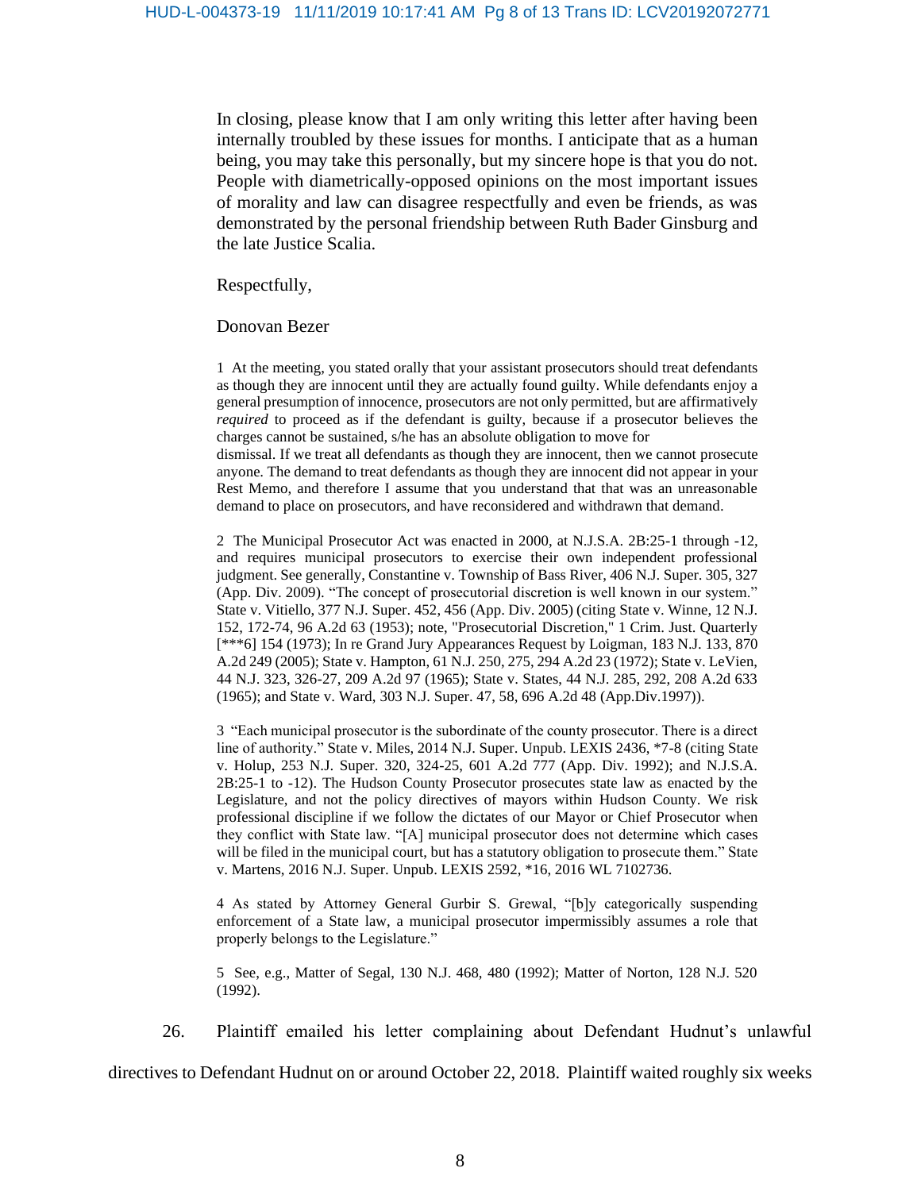In closing, please know that I am only writing this letter after having been internally troubled by these issues for months. I anticipate that as a human being, you may take this personally, but my sincere hope is that you do not. People with diametrically-opposed opinions on the most important issues of morality and law can disagree respectfully and even be friends, as was demonstrated by the personal friendship between Ruth Bader Ginsburg and the late Justice Scalia.

Respectfully,

Donovan Bezer

1 At the meeting, you stated orally that your assistant prosecutors should treat defendants as though they are innocent until they are actually found guilty. While defendants enjoy a general presumption of innocence, prosecutors are not only permitted, but are affirmatively *required* to proceed as if the defendant is guilty, because if a prosecutor believes the charges cannot be sustained, s/he has an absolute obligation to move for dismissal. If we treat all defendants as though they are innocent, then we cannot prosecute anyone. The demand to treat defendants as though they are innocent did not appear in your Rest Memo, and therefore I assume that you understand that that was an unreasonable demand to place on prosecutors, and have reconsidered and withdrawn that demand.

2 The Municipal Prosecutor Act was enacted in 2000, at N.J.S.A. 2B:25-1 through -12, and requires municipal prosecutors to exercise their own independent professional judgment. See generally, Constantine v. Township of Bass River, 406 N.J. Super. 305, 327 (App. Div. 2009). "The concept of prosecutorial discretion is well known in our system." State v. Vitiello, 377 N.J. Super. 452, 456 (App. Div. 2005) (citing State v. Winne, 12 N.J. 152, 172-74, 96 A.2d 63 (1953); note, "Prosecutorial Discretion," 1 Crim. Just. Quarterly [***6] 154 (1973); In re Grand Jury Appearances Request by Loigman, 183 N.J. 133, 870 A.2d 249 (2005); State v. Hampton, 61 N.J. 250, 275, 294 A.2d 23 (1972); State v. LeVien, 44 N.J. 323, 326-27, 209 A.2d 97 (1965); State v. States, 44 N.J. 285, 292, 208 A.2d 633 (1965); and State v. Ward, 303 N.J. Super. 47, 58, 696 A.2d 48 (App.Div.1997)).

3 "Each municipal prosecutor is the subordinate of the county prosecutor. There is a direct line of authority." State v. Miles, 2014 N.J. Super. Unpub. LEXIS 2436, *7-8 (citing State v. Holup, 253 N.J. Super. 320, 324-25, 601 A.2d 777 (App. Div. 1992); and N.J.S.A. 2B:25-1 to -12). The Hudson County Prosecutor prosecutes state law as enacted by the Legislature, and not the policy directives of mayors within Hudson County. We risk professional discipline if we follow the dictates of our Mayor or Chief Prosecutor when they conflict with State law. "[A] municipal prosecutor does not determine which cases will be filed in the municipal court, but has a statutory obligation to prosecute them." State v. Martens, 2016 N.J. Super. Unpub. LEXIS 2592, *16, 2016 WL 7102736.

4 As stated by Attorney General Gurbir S. Grewal, "[b]y categorically suspending enforcement of a State law, a municipal prosecutor impermissibly assumes a role that properly belongs to the Legislature."

5 See, e.g., Matter of Segal, 130 N.J. 468, 480 (1992); Matter of Norton, 128 N.J. 520 (1992).

26. Plaintiff emailed his letter complaining about Defendant Hudnut's unlawful directives to Defendant Hudnut on or around October 22, 2018. Plaintiff waited roughly six weeks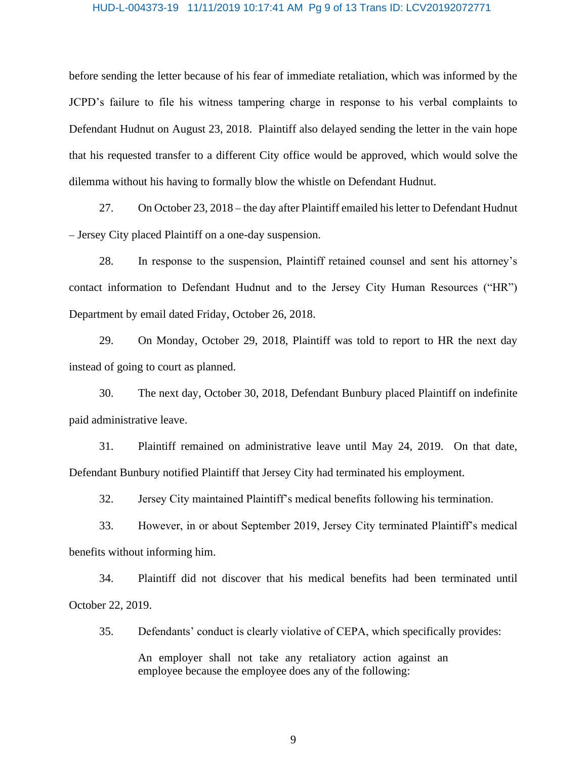before sending the letter because of his fear of immediate retaliation, which was informed by the JCPD's failure to file his witness tampering charge in response to his verbal complaints to Defendant Hudnut on August 23, 2018. Plaintiff also delayed sending the letter in the vain hope that his requested transfer to a different City office would be approved, which would solve the dilemma without his having to formally blow the whistle on Defendant Hudnut.

27. On October 23, 2018 – the day after Plaintiff emailed his letter to Defendant Hudnut – Jersey City placed Plaintiff on a one-day suspension.

28. In response to the suspension, Plaintiff retained counsel and sent his attorney's contact information to Defendant Hudnut and to the Jersey City Human Resources ("HR") Department by email dated Friday, October 26, 2018.

29. On Monday, October 29, 2018, Plaintiff was told to report to HR the next day instead of going to court as planned.

30. The next day, October 30, 2018, Defendant Bunbury placed Plaintiff on indefinite paid administrative leave.

31. Plaintiff remained on administrative leave until May 24, 2019. On that date, Defendant Bunbury notified Plaintiff that Jersey City had terminated his employment.

32. Jersey City maintained Plaintiff's medical benefits following his termination.

33. However, in or about September 2019, Jersey City terminated Plaintiff's medical benefits without informing him.

34. Plaintiff did not discover that his medical benefits had been terminated until October 22, 2019.

35. Defendants' conduct is clearly violative of CEPA, which specifically provides:

> An employer shall not take any retaliatory action against an employee because the employee does any of the following: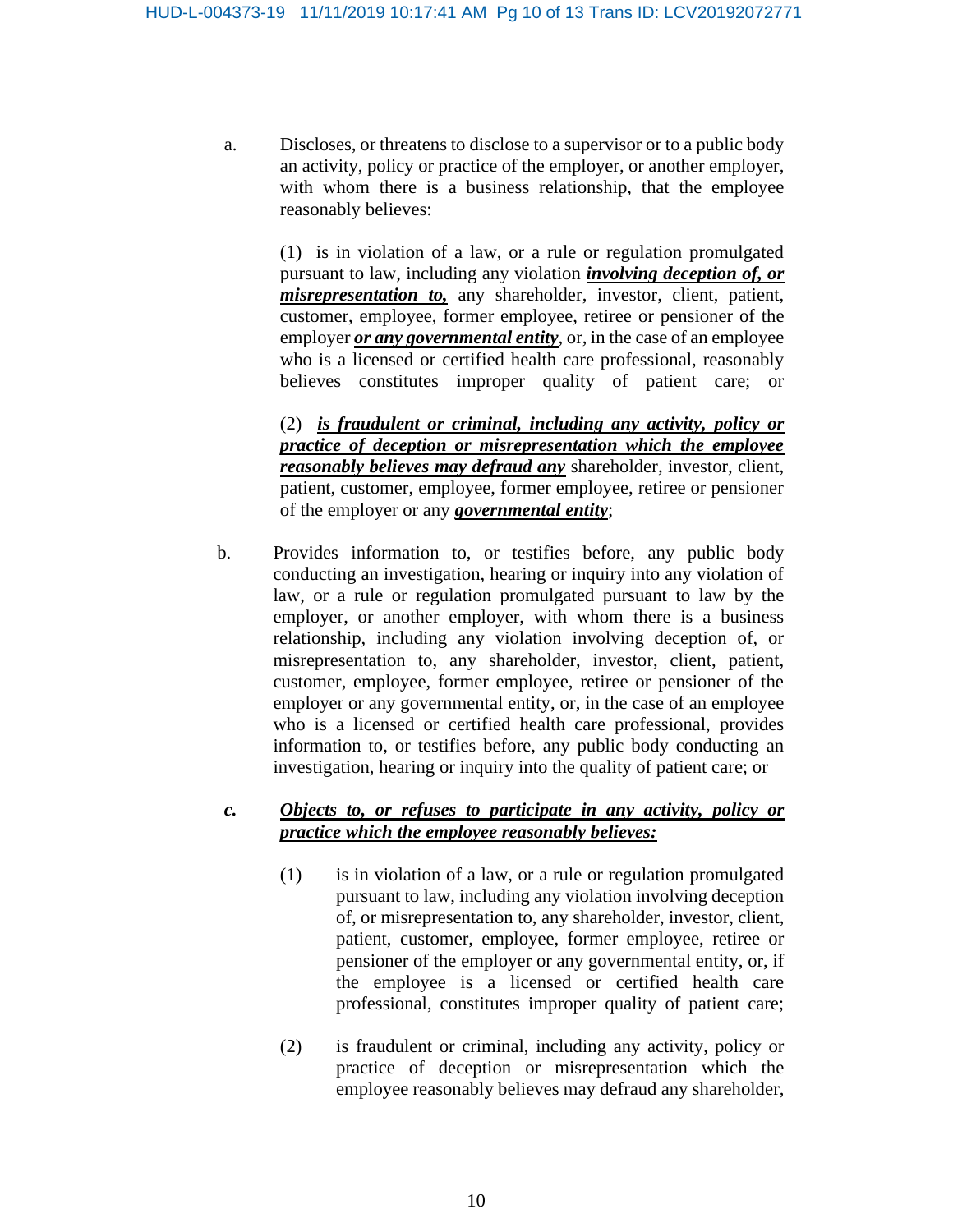a. Discloses, or threatens to disclose to a supervisor or to a public body an activity, policy or practice of the employer, or another employer, with whom there is a business relationship, that the employee reasonably believes:

   (1) is in violation of a law, or a rule or regulation promulgated pursuant to law, including any violation ***involving deception of, or misrepresentation to,*** any shareholder, investor, client, patient, customer, employee, former employee, retiree or pensioner of the employer ***or any governmental entity***, or, in the case of an employee who is a licensed or certified health care professional, reasonably believes constitutes improper quality of patient care; or

   (2) ***is fraudulent or criminal, including any activity, policy or practice of deception or misrepresentation which the employee reasonably believes may defraud any*** shareholder, investor, client, patient, customer, employee, former employee, retiree or pensioner of the employer or any ***governmental entity***;

b. Provides information to, or testifies before, any public body conducting an investigation, hearing or inquiry into any violation of law, or a rule or regulation promulgated pursuant to law by the employer, or another employer, with whom there is a business relationship, including any violation involving deception of, or misrepresentation to, any shareholder, investor, client, patient, customer, employee, former employee, retiree or pensioner of the employer or any governmental entity, or, in the case of an employee who is a licensed or certified health care professional, provides information to, or testifies before, any public body conducting an investigation, hearing or inquiry into the quality of patient care; or

***c.*** ***Objects to, or refuses to participate in any activity, policy or practice which the employee reasonably believes:***

   (1) is in violation of a law, or a rule or regulation promulgated pursuant to law, including any violation involving deception of, or misrepresentation to, any shareholder, investor, client, patient, customer, employee, former employee, retiree or pensioner of the employer or any governmental entity, or, if the employee is a licensed or certified health care professional, constitutes improper quality of patient care;

   (2) is fraudulent or criminal, including any activity, policy or practice of deception or misrepresentation which the employee reasonably believes may defraud any shareholder,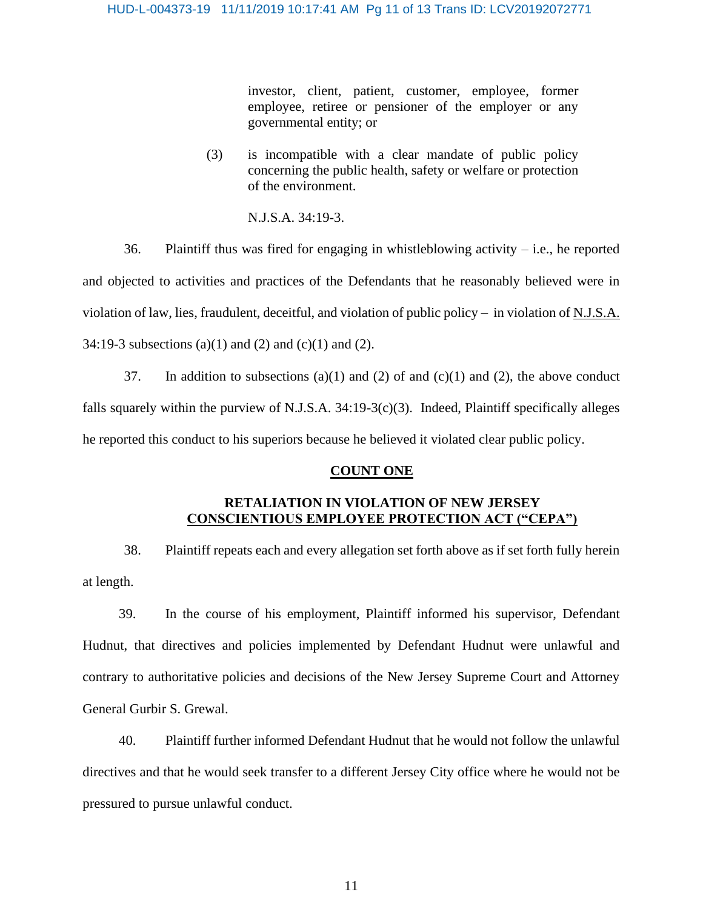investor, client, patient, customer, employee, former employee, retiree or pensioner of the employer or any governmental entity; or

(3) is incompatible with a clear mandate of public policy concerning the public health, safety or welfare or protection of the environment.

N.J.S.A. 34:19-3.

36. Plaintiff thus was fired for engaging in whistleblowing activity – i.e., he reported and objected to activities and practices of the Defendants that he reasonably believed were in violation of law, lies, fraudulent, deceitful, and violation of public policy – in violation of N.J.S.A. 34:19-3 subsections (a)(1) and (2) and (c)(1) and (2).

37. In addition to subsections (a)(1) and (2) of and (c)(1) and (2), the above conduct falls squarely within the purview of N.J.S.A. 34:19-3(c)(3). Indeed, Plaintiff specifically alleges he reported this conduct to his superiors because he believed it violated clear public policy.

## COUNT ONE

### RETALIATION IN VIOLATION OF NEW JERSEY CONSCIENTIOUS EMPLOYEE PROTECTION ACT ("CEPA")

38. Plaintiff repeats each and every allegation set forth above as if set forth fully herein at length.

39. In the course of his employment, Plaintiff informed his supervisor, Defendant Hudnut, that directives and policies implemented by Defendant Hudnut were unlawful and contrary to authoritative policies and decisions of the New Jersey Supreme Court and Attorney General Gurbir S. Grewal.

40. Plaintiff further informed Defendant Hudnut that he would not follow the unlawful directives and that he would seek transfer to a different Jersey City office where he would not be pressured to pursue unlawful conduct.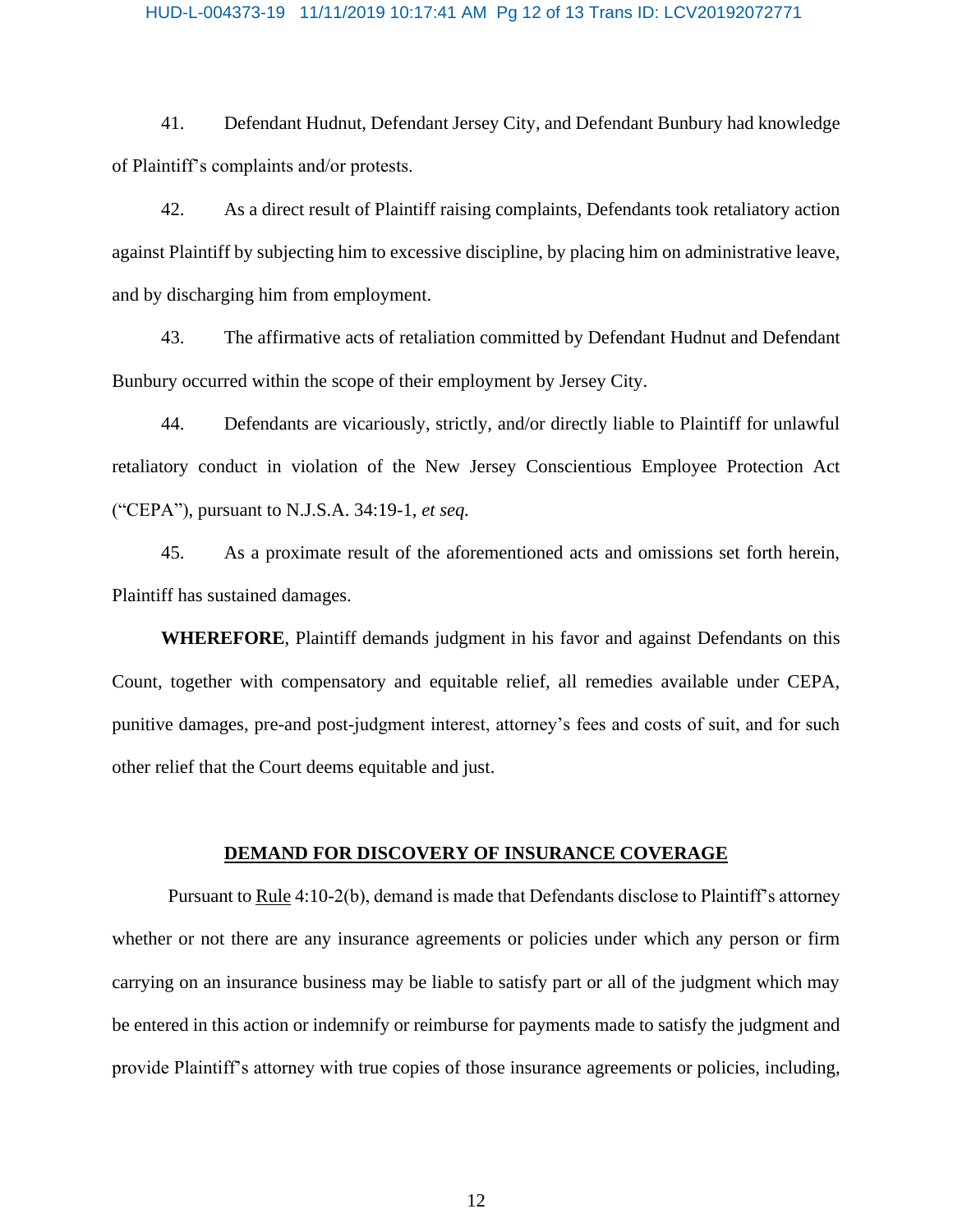41. Defendant Hudnut, Defendant Jersey City, and Defendant Bunbury had knowledge of Plaintiff's complaints and/or protests.

42. As a direct result of Plaintiff raising complaints, Defendants took retaliatory action against Plaintiff by subjecting him to excessive discipline, by placing him on administrative leave, and by discharging him from employment.

43. The affirmative acts of retaliation committed by Defendant Hudnut and Defendant Bunbury occurred within the scope of their employment by Jersey City.

44. Defendants are vicariously, strictly, and/or directly liable to Plaintiff for unlawful retaliatory conduct in violation of the New Jersey Conscientious Employee Protection Act ("CEPA"), pursuant to N.J.S.A. 34:19-1, *et seq.*

45. As a proximate result of the aforementioned acts and omissions set forth herein, Plaintiff has sustained damages.

**WHEREFORE**, Plaintiff demands judgment in his favor and against Defendants on this Count, together with compensatory and equitable relief, all remedies available under CEPA, punitive damages, pre-and post-judgment interest, attorney's fees and costs of suit, and for such other relief that the Court deems equitable and just.

## DEMAND FOR DISCOVERY OF INSURANCE COVERAGE

Pursuant to Rule 4:10-2(b), demand is made that Defendants disclose to Plaintiff's attorney whether or not there are any insurance agreements or policies under which any person or firm carrying on an insurance business may be liable to satisfy part or all of the judgment which may be entered in this action or indemnify or reimburse for payments made to satisfy the judgment and provide Plaintiff's attorney with true copies of those insurance agreements or policies, including,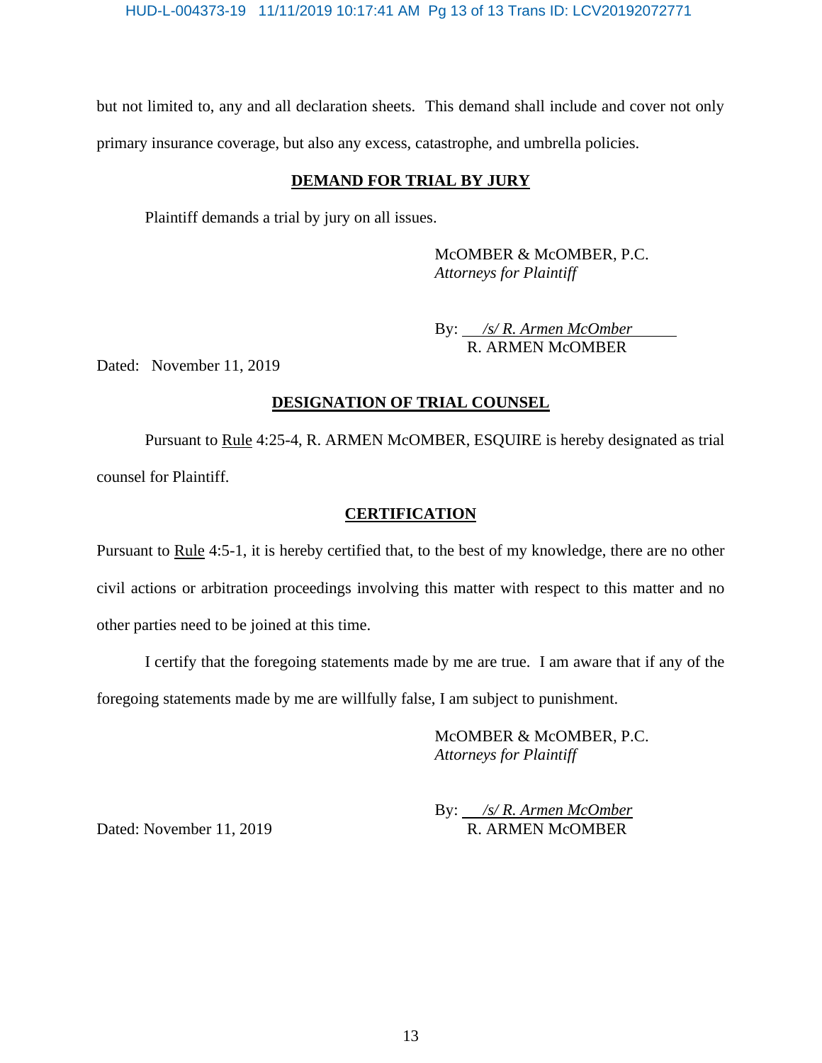but not limited to, any and all declaration sheets. This demand shall include and cover not only primary insurance coverage, but also any excess, catastrophe, and umbrella policies.

## **DEMAND FOR TRIAL BY JURY**

Plaintiff demands a trial by jury on all issues.

McOMBER & McOMBER, P.C.
*Attorneys for Plaintiff*

By: *\/s/ R. Armen McOmber*
R. ARMEN McOMBER

Dated: November 11, 2019

## **DESIGNATION OF TRIAL COUNSEL**

Pursuant to Rule 4:25-4, R. ARMEN McOMBER, ESQUIRE is hereby designated as trial counsel for Plaintiff.

## **CERTIFICATION**

Pursuant to Rule 4:5-1, it is hereby certified that, to the best of my knowledge, there are no other civil actions or arbitration proceedings involving this matter with respect to this matter and no other parties need to be joined at this time.

I certify that the foregoing statements made by me are true. I am aware that if any of the foregoing statements made by me are willfully false, I am subject to punishment.

McOMBER & McOMBER, P.C.
*Attorneys for Plaintiff*

By: *\/s/ R. Armen McOmber*
R. ARMEN McOMBER

Dated: November 11, 2019